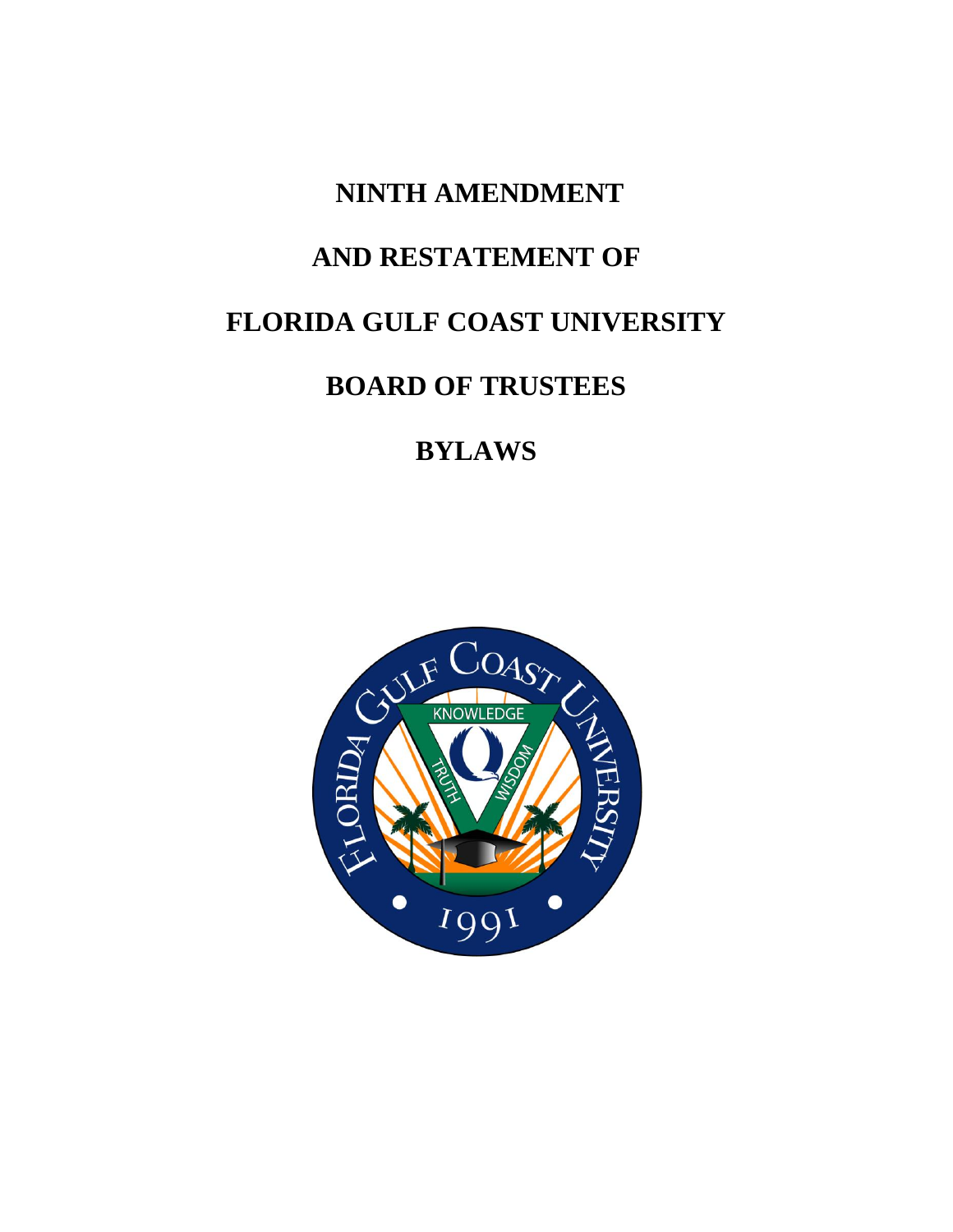# NINTH AMENDMENT

# AND RESTATEMENT OF

# FLORIDA GULF COAST UNIVERSITY

# BOARD OF TRUSTEES

# BYLAWS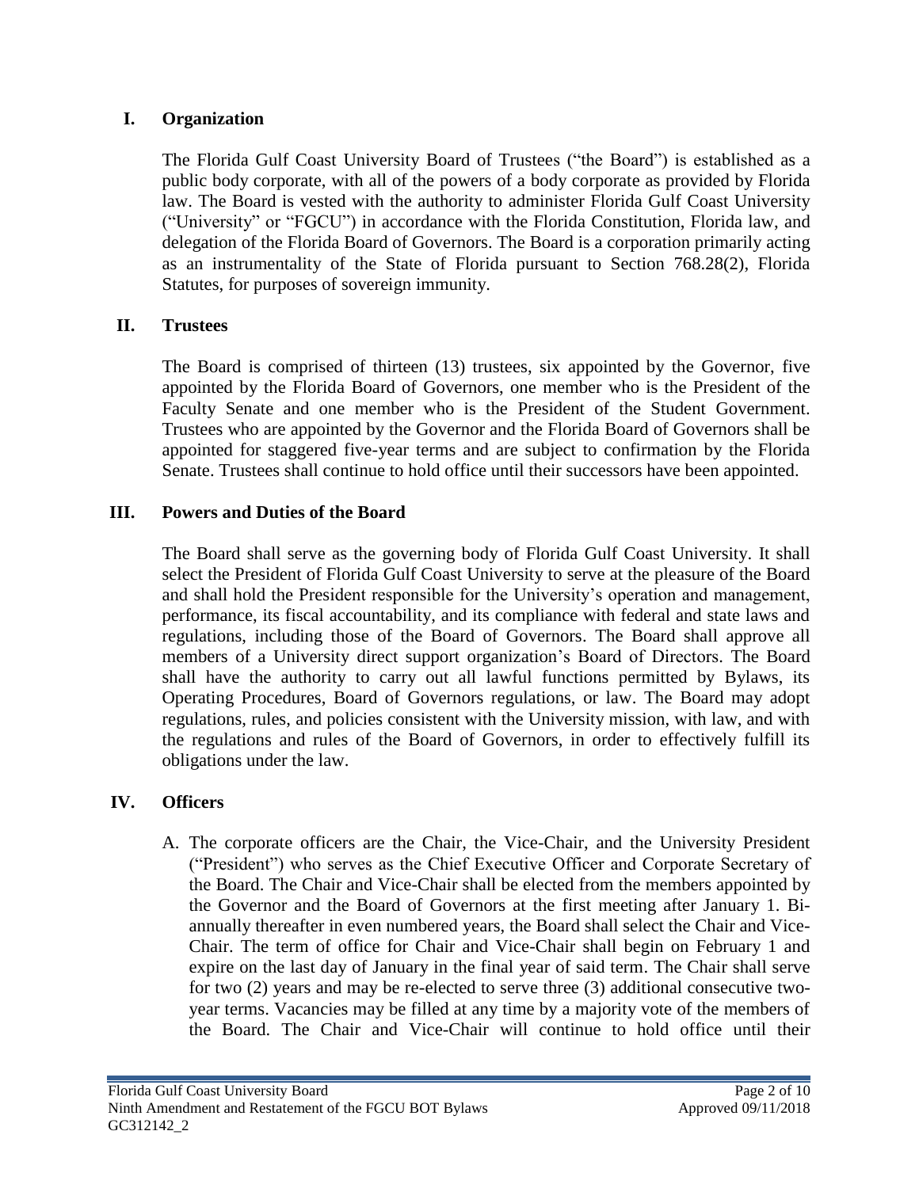## I. Organization

The Florida Gulf Coast University Board of Trustees ("the Board") is established as a public body corporate, with all of the powers of a body corporate as provided by Florida law. The Board is vested with the authority to administer Florida Gulf Coast University ("University" or "FGCU") in accordance with the Florida Constitution, Florida law, and delegation of the Florida Board of Governors. The Board is a corporation primarily acting as an instrumentality of the State of Florida pursuant to Section 768.28(2), Florida Statutes, for purposes of sovereign immunity.

## II. Trustees

The Board is comprised of thirteen (13) trustees, six appointed by the Governor, five appointed by the Florida Board of Governors, one member who is the President of the Faculty Senate and one member who is the President of the Student Government. Trustees who are appointed by the Governor and the Florida Board of Governors shall be appointed for staggered five-year terms and are subject to confirmation by the Florida Senate. Trustees shall continue to hold office until their successors have been appointed.

## III. Powers and Duties of the Board

The Board shall serve as the governing body of Florida Gulf Coast University. It shall select the President of Florida Gulf Coast University to serve at the pleasure of the Board and shall hold the President responsible for the University's operation and management, performance, its fiscal accountability, and its compliance with federal and state laws and regulations, including those of the Board of Governors. The Board shall approve all members of a University direct support organization's Board of Directors. The Board shall have the authority to carry out all lawful functions permitted by Bylaws, its Operating Procedures, Board of Governors regulations, or law. The Board may adopt regulations, rules, and policies consistent with the University mission, with law, and with the regulations and rules of the Board of Governors, in order to effectively fulfill its obligations under the law.

## IV. Officers

A. The corporate officers are the Chair, the Vice-Chair, and the University President ("President") who serves as the Chief Executive Officer and Corporate Secretary of the Board. The Chair and Vice-Chair shall be elected from the members appointed by the Governor and the Board of Governors at the first meeting after January 1. Bi-annually thereafter in even numbered years, the Board shall select the Chair and Vice-Chair. The term of office for Chair and Vice-Chair shall begin on February 1 and expire on the last day of January in the final year of said term. The Chair shall serve for two (2) years and may be re-elected to serve three (3) additional consecutive two-year terms. Vacancies may be filled at any time by a majority vote of the members of the Board. The Chair and Vice-Chair will continue to hold office until their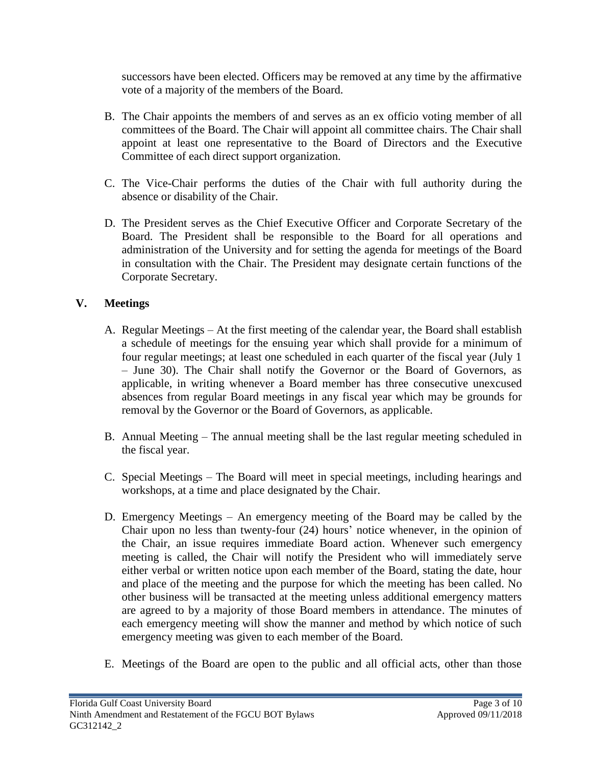successors have been elected. Officers may be removed at any time by the affirmative vote of a majority of the members of the Board.

B. The Chair appoints the members of and serves as an ex officio voting member of all committees of the Board. The Chair will appoint all committee chairs. The Chair shall appoint at least one representative to the Board of Directors and the Executive Committee of each direct support organization.

C. The Vice-Chair performs the duties of the Chair with full authority during the absence or disability of the Chair.

D. The President serves as the Chief Executive Officer and Corporate Secretary of the Board. The President shall be responsible to the Board for all operations and administration of the University and for setting the agenda for meetings of the Board in consultation with the Chair. The President may designate certain functions of the Corporate Secretary.

## V. Meetings

A. Regular Meetings – At the first meeting of the calendar year, the Board shall establish a schedule of meetings for the ensuing year which shall provide for a minimum of four regular meetings; at least one scheduled in each quarter of the fiscal year (July 1 – June 30). The Chair shall notify the Governor or the Board of Governors, as applicable, in writing whenever a Board member has three consecutive unexcused absences from regular Board meetings in any fiscal year which may be grounds for removal by the Governor or the Board of Governors, as applicable.

B. Annual Meeting – The annual meeting shall be the last regular meeting scheduled in the fiscal year.

C. Special Meetings – The Board will meet in special meetings, including hearings and workshops, at a time and place designated by the Chair.

D. Emergency Meetings – An emergency meeting of the Board may be called by the Chair upon no less than twenty-four (24) hours' notice whenever, in the opinion of the Chair, an issue requires immediate Board action. Whenever such emergency meeting is called, the Chair will notify the President who will immediately serve either verbal or written notice upon each member of the Board, stating the date, hour and place of the meeting and the purpose for which the meeting has been called. No other business will be transacted at the meeting unless additional emergency matters are agreed to by a majority of those Board members in attendance. The minutes of each emergency meeting will show the manner and method by which notice of such emergency meeting was given to each member of the Board.

E. Meetings of the Board are open to the public and all official acts, other than those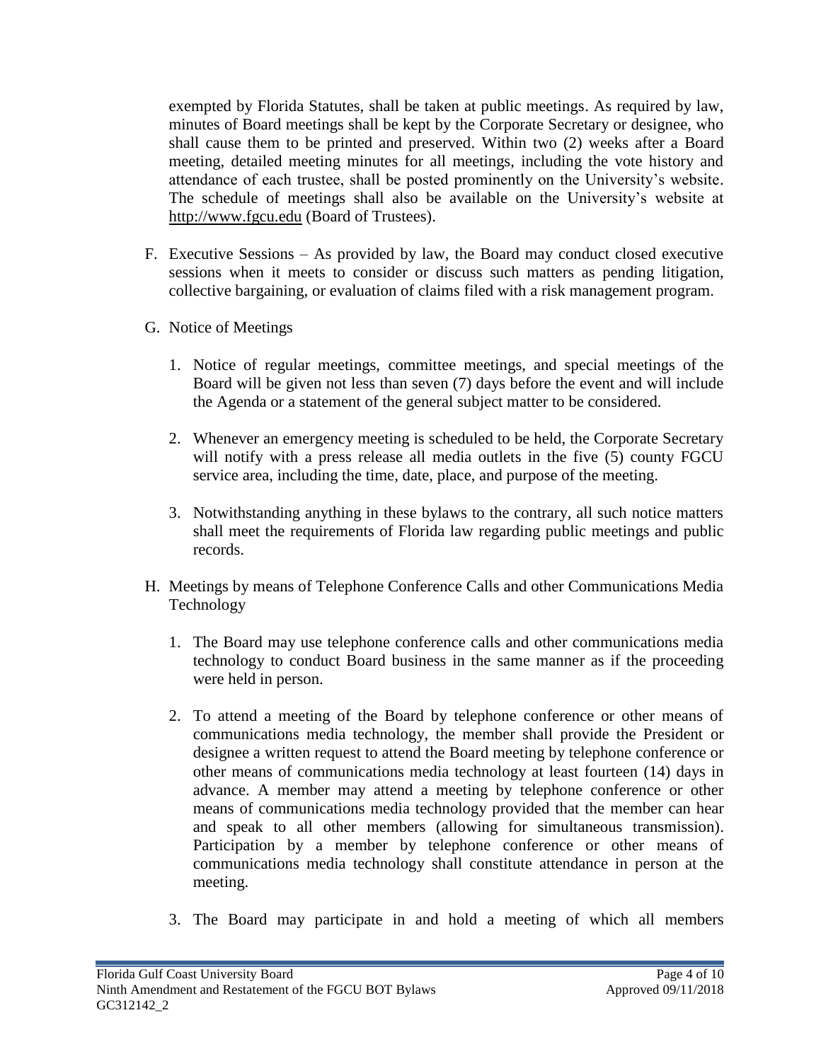exempted by Florida Statutes, shall be taken at public meetings. As required by law, minutes of Board meetings shall be kept by the Corporate Secretary or designee, who shall cause them to be printed and preserved. Within two (2) weeks after a Board meeting, detailed meeting minutes for all meetings, including the vote history and attendance of each trustee, shall be posted prominently on the University's website. The schedule of meetings shall also be available on the University's website at http://www.fgcu.edu (Board of Trustees).

F. Executive Sessions – As provided by law, the Board may conduct closed executive sessions when it meets to consider or discuss such matters as pending litigation, collective bargaining, or evaluation of claims filed with a risk management program.

G. Notice of Meetings

1. Notice of regular meetings, committee meetings, and special meetings of the Board will be given not less than seven (7) days before the event and will include the Agenda or a statement of the general subject matter to be considered.

2. Whenever an emergency meeting is scheduled to be held, the Corporate Secretary will notify with a press release all media outlets in the five (5) county FGCU service area, including the time, date, place, and purpose of the meeting.

3. Notwithstanding anything in these bylaws to the contrary, all such notice matters shall meet the requirements of Florida law regarding public meetings and public records.

H. Meetings by means of Telephone Conference Calls and other Communications Media Technology

1. The Board may use telephone conference calls and other communications media technology to conduct Board business in the same manner as if the proceeding were held in person.

2. To attend a meeting of the Board by telephone conference or other means of communications media technology, the member shall provide the President or designee a written request to attend the Board meeting by telephone conference or other means of communications media technology at least fourteen (14) days in advance. A member may attend a meeting by telephone conference or other means of communications media technology provided that the member can hear and speak to all other members (allowing for simultaneous transmission). Participation by a member by telephone conference or other means of communications media technology shall constitute attendance in person at the meeting.

3. The Board may participate in and hold a meeting of which all members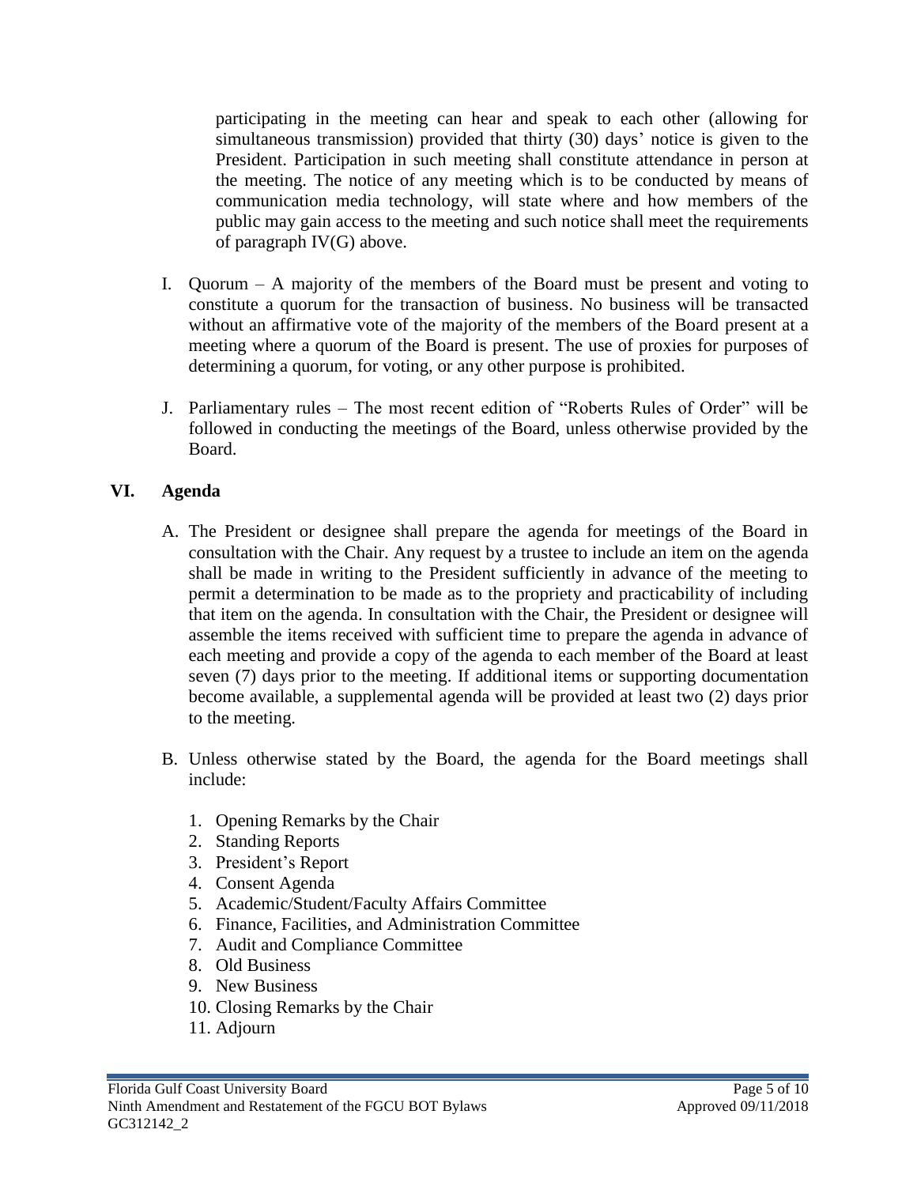participating in the meeting can hear and speak to each other (allowing for simultaneous transmission) provided that thirty (30) days' notice is given to the President. Participation in such meeting shall constitute attendance in person at the meeting. The notice of any meeting which is to be conducted by means of communication media technology, will state where and how members of the public may gain access to the meeting and such notice shall meet the requirements of paragraph IV(G) above.

I. Quorum – A majority of the members of the Board must be present and voting to constitute a quorum for the transaction of business. No business will be transacted without an affirmative vote of the majority of the members of the Board present at a meeting where a quorum of the Board is present. The use of proxies for purposes of determining a quorum, for voting, or any other purpose is prohibited.

J. Parliamentary rules – The most recent edition of "Roberts Rules of Order" will be followed in conducting the meetings of the Board, unless otherwise provided by the Board.

## VI. Agenda

A. The President or designee shall prepare the agenda for meetings of the Board in consultation with the Chair. Any request by a trustee to include an item on the agenda shall be made in writing to the President sufficiently in advance of the meeting to permit a determination to be made as to the propriety and practicability of including that item on the agenda. In consultation with the Chair, the President or designee will assemble the items received with sufficient time to prepare the agenda in advance of each meeting and provide a copy of the agenda to each member of the Board at least seven (7) days prior to the meeting. If additional items or supporting documentation become available, a supplemental agenda will be provided at least two (2) days prior to the meeting.

B. Unless otherwise stated by the Board, the agenda for the Board meetings shall include:

1. Opening Remarks by the Chair
2. Standing Reports
3. President's Report
4. Consent Agenda
5. Academic/Student/Faculty Affairs Committee
6. Finance, Facilities, and Administration Committee
7. Audit and Compliance Committee
8. Old Business
9. New Business
10. Closing Remarks by the Chair
11. Adjourn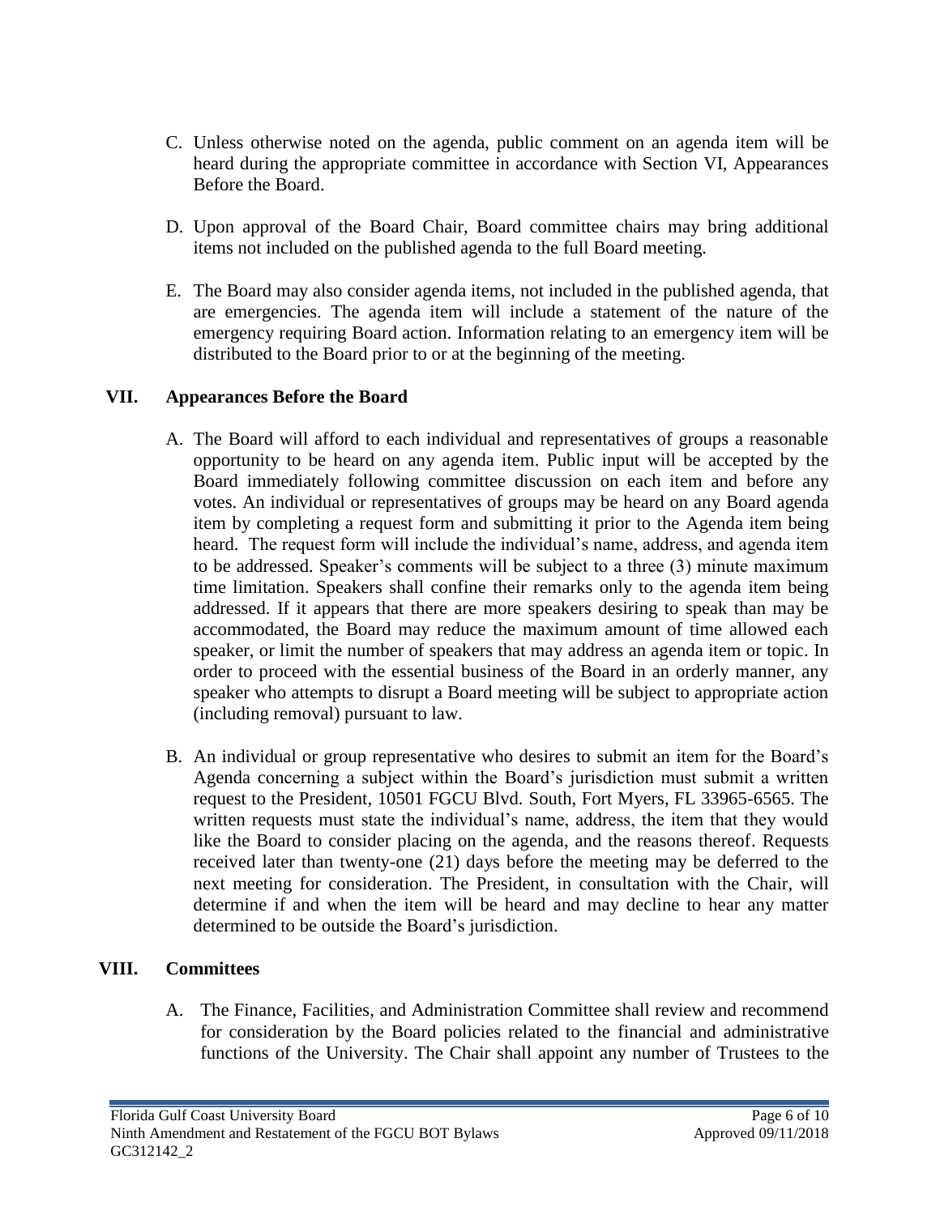C. Unless otherwise noted on the agenda, public comment on an agenda item will be heard during the appropriate committee in accordance with Section VI, Appearances Before the Board.

D. Upon approval of the Board Chair, Board committee chairs may bring additional items not included on the published agenda to the full Board meeting.

E. The Board may also consider agenda items, not included in the published agenda, that are emergencies. The agenda item will include a statement of the nature of the emergency requiring Board action. Information relating to an emergency item will be distributed to the Board prior to or at the beginning of the meeting.

## VII. Appearances Before the Board

A. The Board will afford to each individual and representatives of groups a reasonable opportunity to be heard on any agenda item. Public input will be accepted by the Board immediately following committee discussion on each item and before any votes. An individual or representatives of groups may be heard on any Board agenda item by completing a request form and submitting it prior to the Agenda item being heard. The request form will include the individual's name, address, and agenda item to be addressed. Speaker's comments will be subject to a three (3) minute maximum time limitation. Speakers shall confine their remarks only to the agenda item being addressed. If it appears that there are more speakers desiring to speak than may be accommodated, the Board may reduce the maximum amount of time allowed each speaker, or limit the number of speakers that may address an agenda item or topic. In order to proceed with the essential business of the Board in an orderly manner, any speaker who attempts to disrupt a Board meeting will be subject to appropriate action (including removal) pursuant to law.

B. An individual or group representative who desires to submit an item for the Board's Agenda concerning a subject within the Board's jurisdiction must submit a written request to the President, 10501 FGCU Blvd. South, Fort Myers, FL 33965-6565. The written requests must state the individual's name, address, the item that they would like the Board to consider placing on the agenda, and the reasons thereof. Requests received later than twenty-one (21) days before the meeting may be deferred to the next meeting for consideration. The President, in consultation with the Chair, will determine if and when the item will be heard and may decline to hear any matter determined to be outside the Board's jurisdiction.

## VIII. Committees

A. The Finance, Facilities, and Administration Committee shall review and recommend for consideration by the Board policies related to the financial and administrative functions of the University. The Chair shall appoint any number of Trustees to the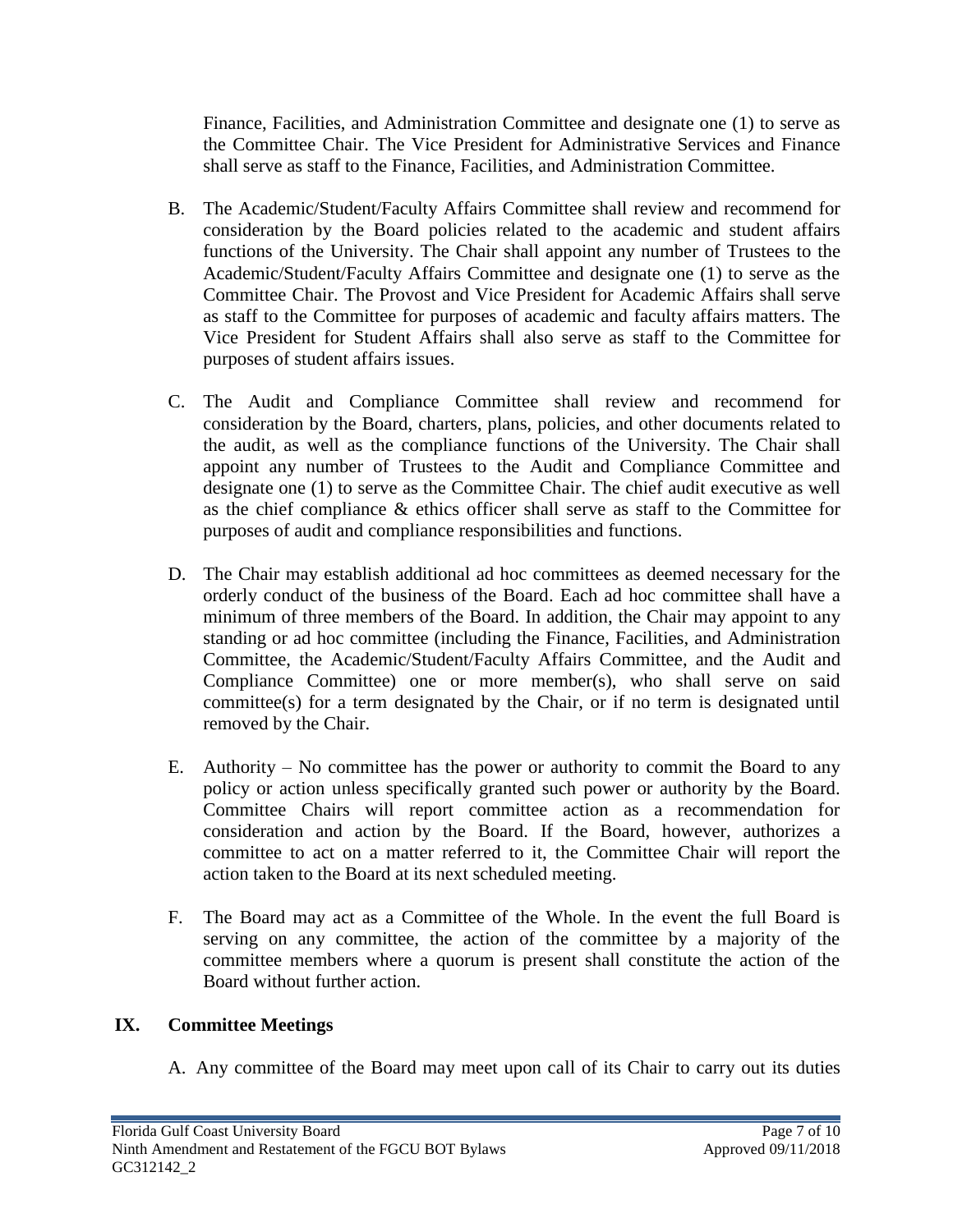Finance, Facilities, and Administration Committee and designate one (1) to serve as the Committee Chair. The Vice President for Administrative Services and Finance shall serve as staff to the Finance, Facilities, and Administration Committee.

B. The Academic/Student/Faculty Affairs Committee shall review and recommend for consideration by the Board policies related to the academic and student affairs functions of the University. The Chair shall appoint any number of Trustees to the Academic/Student/Faculty Affairs Committee and designate one (1) to serve as the Committee Chair. The Provost and Vice President for Academic Affairs shall serve as staff to the Committee for purposes of academic and faculty affairs matters. The Vice President for Student Affairs shall also serve as staff to the Committee for purposes of student affairs issues.

C. The Audit and Compliance Committee shall review and recommend for consideration by the Board, charters, plans, policies, and other documents related to the audit, as well as the compliance functions of the University. The Chair shall appoint any number of Trustees to the Audit and Compliance Committee and designate one (1) to serve as the Committee Chair. The chief audit executive as well as the chief compliance & ethics officer shall serve as staff to the Committee for purposes of audit and compliance responsibilities and functions.

D. The Chair may establish additional ad hoc committees as deemed necessary for the orderly conduct of the business of the Board. Each ad hoc committee shall have a minimum of three members of the Board. In addition, the Chair may appoint to any standing or ad hoc committee (including the Finance, Facilities, and Administration Committee, the Academic/Student/Faculty Affairs Committee, and the Audit and Compliance Committee) one or more member(s), who shall serve on said committee(s) for a term designated by the Chair, or if no term is designated until removed by the Chair.

E. Authority – No committee has the power or authority to commit the Board to any policy or action unless specifically granted such power or authority by the Board. Committee Chairs will report committee action as a recommendation for consideration and action by the Board. If the Board, however, authorizes a committee to act on a matter referred to it, the Committee Chair will report the action taken to the Board at its next scheduled meeting.

F. The Board may act as a Committee of the Whole. In the event the full Board is serving on any committee, the action of the committee by a majority of the committee members where a quorum is present shall constitute the action of the Board without further action.

## IX. Committee Meetings

A. Any committee of the Board may meet upon call of its Chair to carry out its duties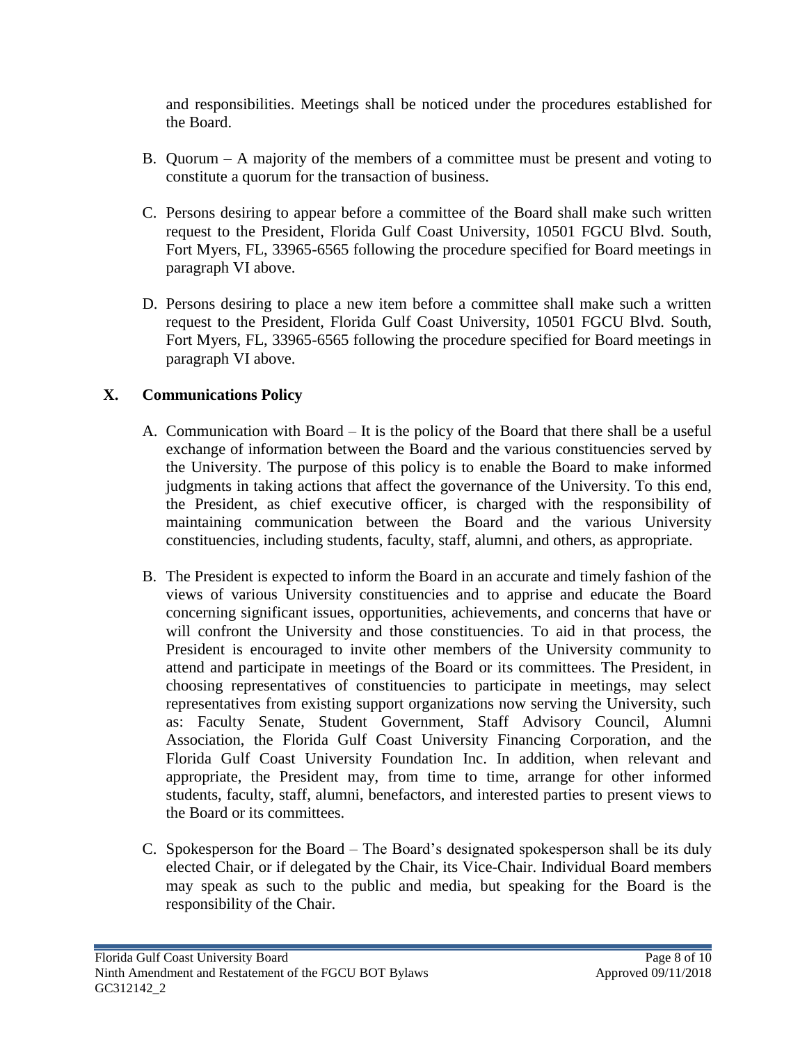and responsibilities. Meetings shall be noticed under the procedures established for the Board.

B. Quorum – A majority of the members of a committee must be present and voting to constitute a quorum for the transaction of business.

C. Persons desiring to appear before a committee of the Board shall make such written request to the President, Florida Gulf Coast University, 10501 FGCU Blvd. South, Fort Myers, FL, 33965-6565 following the procedure specified for Board meetings in paragraph VI above.

D. Persons desiring to place a new item before a committee shall make such a written request to the President, Florida Gulf Coast University, 10501 FGCU Blvd. South, Fort Myers, FL, 33965-6565 following the procedure specified for Board meetings in paragraph VI above.

## X. Communications Policy

A. Communication with Board – It is the policy of the Board that there shall be a useful exchange of information between the Board and the various constituencies served by the University. The purpose of this policy is to enable the Board to make informed judgments in taking actions that affect the governance of the University. To this end, the President, as chief executive officer, is charged with the responsibility of maintaining communication between the Board and the various University constituencies, including students, faculty, staff, alumni, and others, as appropriate.

B. The President is expected to inform the Board in an accurate and timely fashion of the views of various University constituencies and to apprise and educate the Board concerning significant issues, opportunities, achievements, and concerns that have or will confront the University and those constituencies. To aid in that process, the President is encouraged to invite other members of the University community to attend and participate in meetings of the Board or its committees. The President, in choosing representatives of constituencies to participate in meetings, may select representatives from existing support organizations now serving the University, such as: Faculty Senate, Student Government, Staff Advisory Council, Alumni Association, the Florida Gulf Coast University Financing Corporation, and the Florida Gulf Coast University Foundation Inc. In addition, when relevant and appropriate, the President may, from time to time, arrange for other informed students, faculty, staff, alumni, benefactors, and interested parties to present views to the Board or its committees.

C. Spokesperson for the Board – The Board's designated spokesperson shall be its duly elected Chair, or if delegated by the Chair, its Vice-Chair. Individual Board members may speak as such to the public and media, but speaking for the Board is the responsibility of the Chair.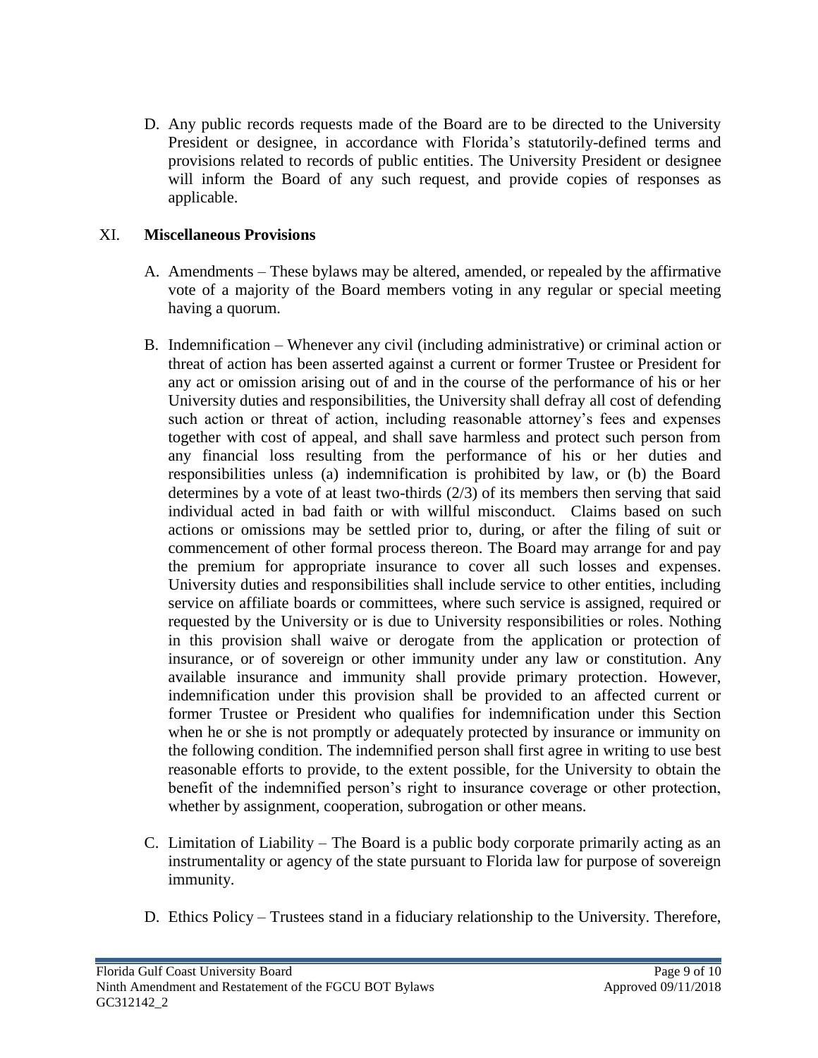D. Any public records requests made of the Board are to be directed to the University President or designee, in accordance with Florida's statutorily-defined terms and provisions related to records of public entities. The University President or designee will inform the Board of any such request, and provide copies of responses as applicable.

## XI. **Miscellaneous Provisions**

A. Amendments – These bylaws may be altered, amended, or repealed by the affirmative vote of a majority of the Board members voting in any regular or special meeting having a quorum.

B. Indemnification – Whenever any civil (including administrative) or criminal action or threat of action has been asserted against a current or former Trustee or President for any act or omission arising out of and in the course of the performance of his or her University duties and responsibilities, the University shall defray all cost of defending such action or threat of action, including reasonable attorney's fees and expenses together with cost of appeal, and shall save harmless and protect such person from any financial loss resulting from the performance of his or her duties and responsibilities unless (a) indemnification is prohibited by law, or (b) the Board determines by a vote of at least two-thirds (2/3) of its members then serving that said individual acted in bad faith or with willful misconduct. Claims based on such actions or omissions may be settled prior to, during, or after the filing of suit or commencement of other formal process thereon. The Board may arrange for and pay the premium for appropriate insurance to cover all such losses and expenses. University duties and responsibilities shall include service to other entities, including service on affiliate boards or committees, where such service is assigned, required or requested by the University or is due to University responsibilities or roles. Nothing in this provision shall waive or derogate from the application or protection of insurance, or of sovereign or other immunity under any law or constitution. Any available insurance and immunity shall provide primary protection. However, indemnification under this provision shall be provided to an affected current or former Trustee or President who qualifies for indemnification under this Section when he or she is not promptly or adequately protected by insurance or immunity on the following condition. The indemnified person shall first agree in writing to use best reasonable efforts to provide, to the extent possible, for the University to obtain the benefit of the indemnified person's right to insurance coverage or other protection, whether by assignment, cooperation, subrogation or other means.

C. Limitation of Liability – The Board is a public body corporate primarily acting as an instrumentality or agency of the state pursuant to Florida law for purpose of sovereign immunity.

D. Ethics Policy – Trustees stand in a fiduciary relationship to the University. Therefore,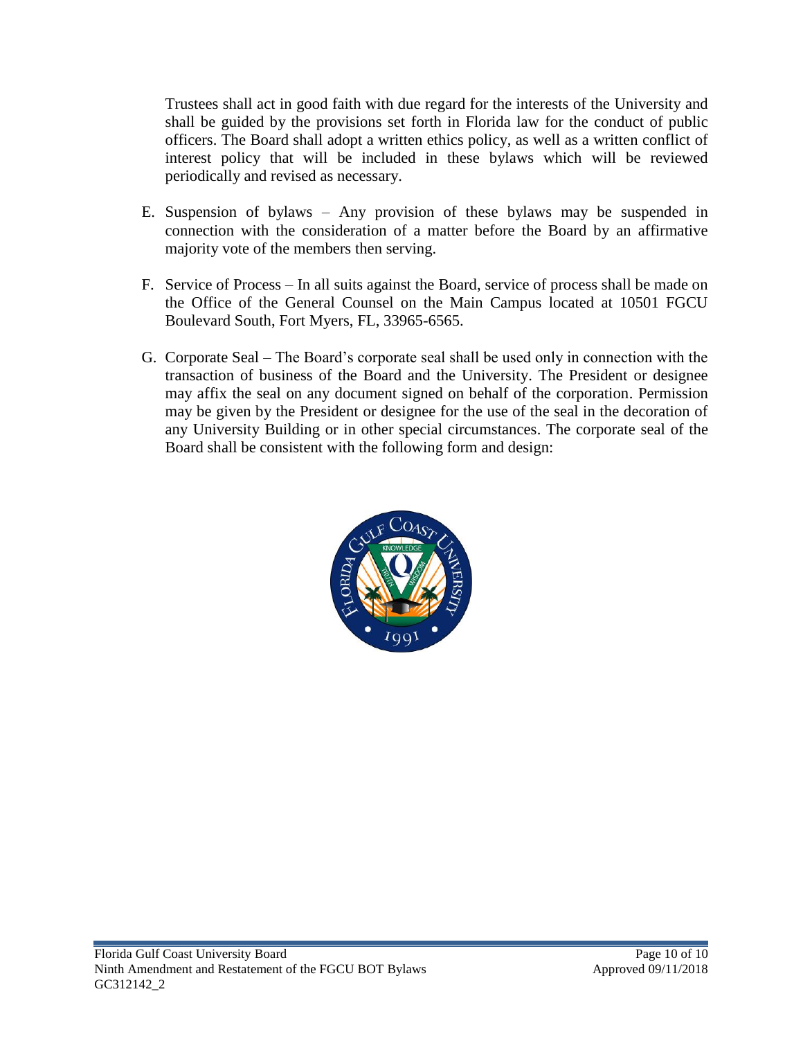Trustees shall act in good faith with due regard for the interests of the University and shall be guided by the provisions set forth in Florida law for the conduct of public officers. The Board shall adopt a written ethics policy, as well as a written conflict of interest policy that will be included in these bylaws which will be reviewed periodically and revised as necessary.

E. Suspension of bylaws – Any provision of these bylaws may be suspended in connection with the consideration of a matter before the Board by an affirmative majority vote of the members then serving.

F. Service of Process – In all suits against the Board, service of process shall be made on the Office of the General Counsel on the Main Campus located at 10501 FGCU Boulevard South, Fort Myers, FL, 33965-6565.

G. Corporate Seal – The Board's corporate seal shall be used only in connection with the transaction of business of the Board and the University. The President or designee may affix the seal on any document signed on behalf of the corporation. Permission may be given by the President or designee for the use of the seal in the decoration of any University Building or in other special circumstances. The corporate seal of the Board shall be consistent with the following form and design: